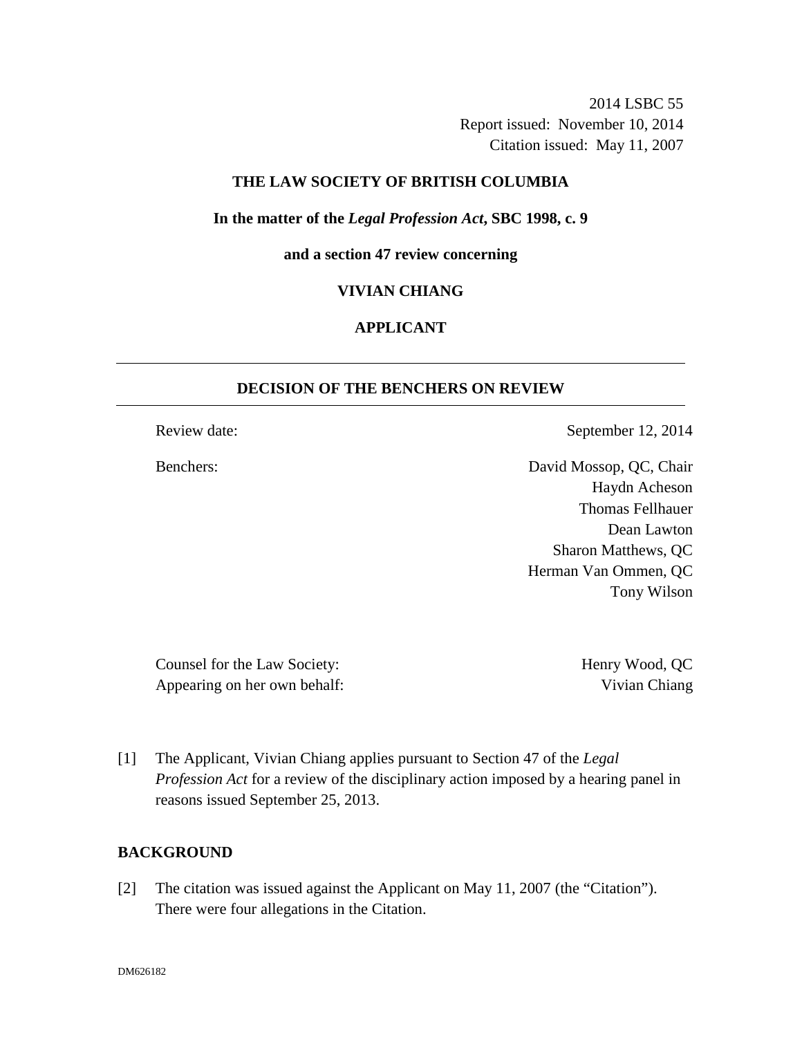2014 LSBC 55
Report issued: November 10, 2014
Citation issued: May 11, 2007

**THE LAW SOCIETY OF BRITISH COLUMBIA**

**In the matter of the *Legal Profession Act*, SBC 1998, c. 9**

**and a section 47 review concerning**

**VIVIAN CHIANG**

**APPLICANT**

---

## DECISION OF THE BENCHERS ON REVIEW

---

| | |
|---|---|
| Review date: | September 12, 2014 |
| Benchers: | David Mossop, QC, Chair |
| | Haydn Acheson |
| | Thomas Fellhauer |
| | Dean Lawton |
| | Sharon Matthews, QC |
| | Herman Van Ommen, QC |
| | Tony Wilson |

| | |
|---|---|
| Counsel for the Law Society: | Henry Wood, QC |
| Appearing on her own behalf: | Vivian Chiang |

[1] The Applicant, Vivian Chiang applies pursuant to Section 47 of the *Legal Profession Act* for a review of the disciplinary action imposed by a hearing panel in reasons issued September 25, 2013.

## BACKGROUND

[2] The citation was issued against the Applicant on May 11, 2007 (the "Citation"). There were four allegations in the Citation.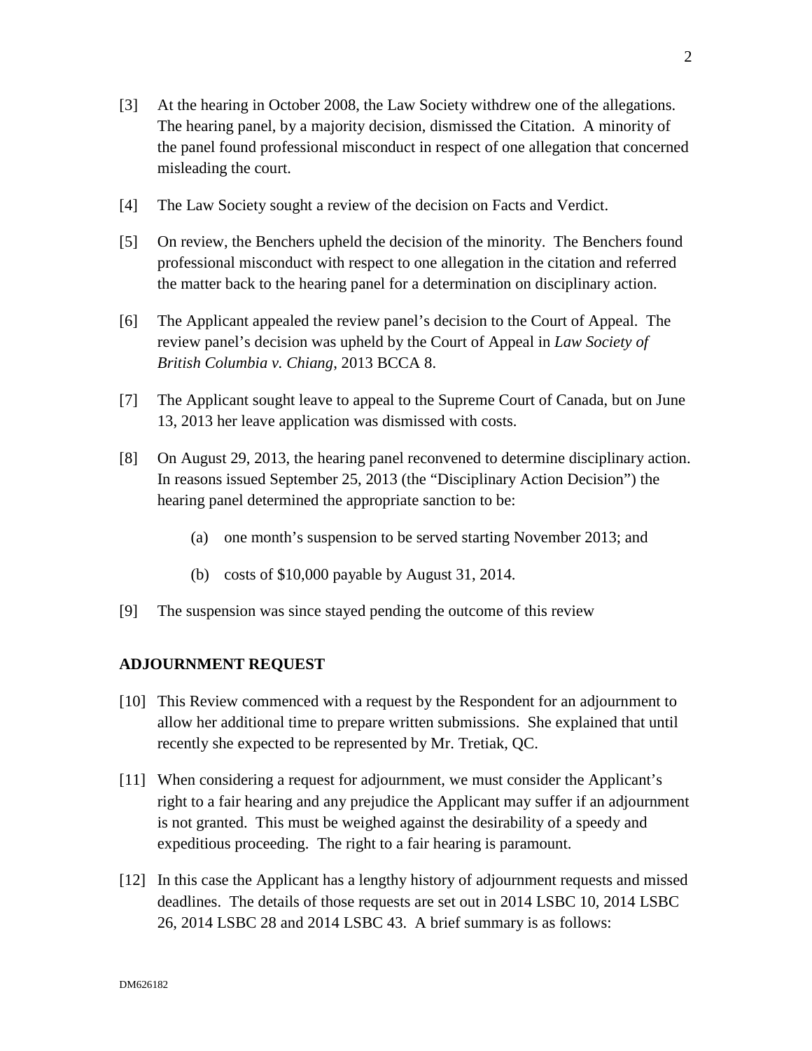[3] At the hearing in October 2008, the Law Society withdrew one of the allegations. The hearing panel, by a majority decision, dismissed the Citation. A minority of the panel found professional misconduct in respect of one allegation that concerned misleading the court.

[4] The Law Society sought a review of the decision on Facts and Verdict.

[5] On review, the Benchers upheld the decision of the minority. The Benchers found professional misconduct with respect to one allegation in the citation and referred the matter back to the hearing panel for a determination on disciplinary action.

[6] The Applicant appealed the review panel's decision to the Court of Appeal. The review panel's decision was upheld by the Court of Appeal in *Law Society of British Columbia v. Chiang*, 2013 BCCA 8.

[7] The Applicant sought leave to appeal to the Supreme Court of Canada, but on June 13, 2013 her leave application was dismissed with costs.

[8] On August 29, 2013, the hearing panel reconvened to determine disciplinary action. In reasons issued September 25, 2013 (the "Disciplinary Action Decision") the hearing panel determined the appropriate sanction to be:

(a) one month's suspension to be served starting November 2013; and

(b) costs of $10,000 payable by August 31, 2014.

[9] The suspension was since stayed pending the outcome of this review

## ADJOURNMENT REQUEST

[10] This Review commenced with a request by the Respondent for an adjournment to allow her additional time to prepare written submissions. She explained that until recently she expected to be represented by Mr. Tretiak, QC.

[11] When considering a request for adjournment, we must consider the Applicant's right to a fair hearing and any prejudice the Applicant may suffer if an adjournment is not granted. This must be weighed against the desirability of a speedy and expeditious proceeding. The right to a fair hearing is paramount.

[12] In this case the Applicant has a lengthy history of adjournment requests and missed deadlines. The details of those requests are set out in 2014 LSBC 10, 2014 LSBC 26, 2014 LSBC 28 and 2014 LSBC 43. A brief summary is as follows: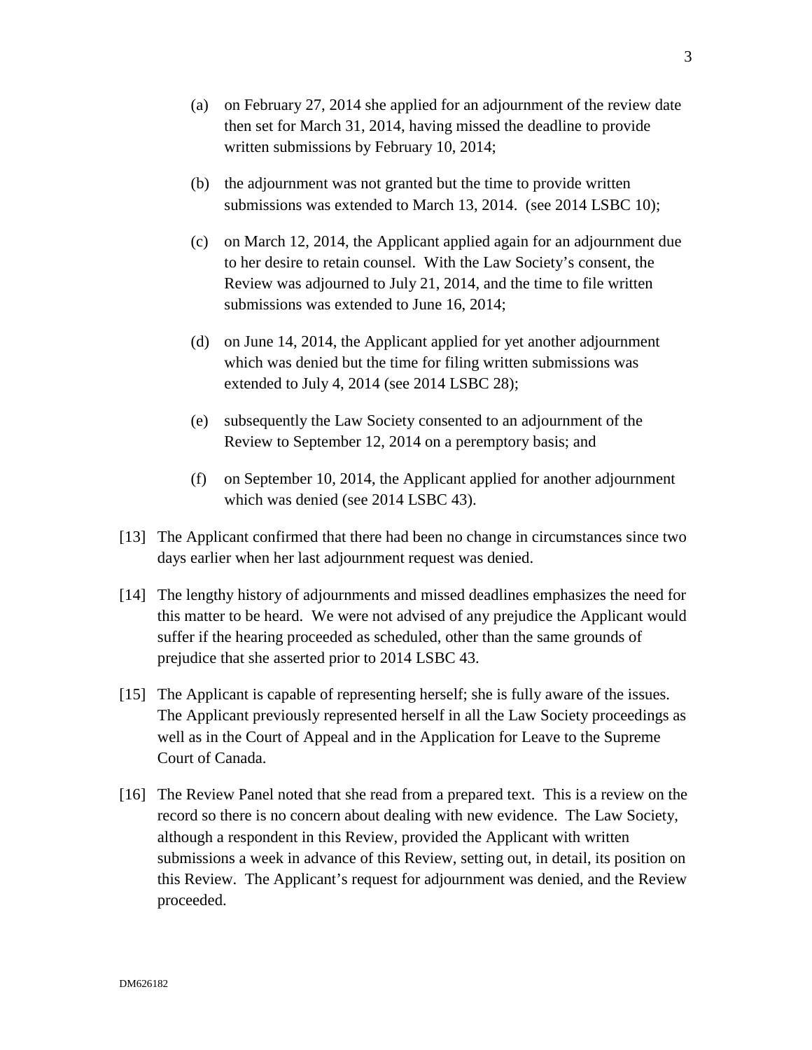(a) on February 27, 2014 she applied for an adjournment of the review date then set for March 31, 2014, having missed the deadline to provide written submissions by February 10, 2014;

(b) the adjournment was not granted but the time to provide written submissions was extended to March 13, 2014. (see 2014 LSBC 10);

(c) on March 12, 2014, the Applicant applied again for an adjournment due to her desire to retain counsel. With the Law Society's consent, the Review was adjourned to July 21, 2014, and the time to file written submissions was extended to June 16, 2014;

(d) on June 14, 2014, the Applicant applied for yet another adjournment which was denied but the time for filing written submissions was extended to July 4, 2014 (see 2014 LSBC 28);

(e) subsequently the Law Society consented to an adjournment of the Review to September 12, 2014 on a peremptory basis; and

(f) on September 10, 2014, the Applicant applied for another adjournment which was denied (see 2014 LSBC 43).

[13] The Applicant confirmed that there had been no change in circumstances since two days earlier when her last adjournment request was denied.

[14] The lengthy history of adjournments and missed deadlines emphasizes the need for this matter to be heard. We were not advised of any prejudice the Applicant would suffer if the hearing proceeded as scheduled, other than the same grounds of prejudice that she asserted prior to 2014 LSBC 43.

[15] The Applicant is capable of representing herself; she is fully aware of the issues. The Applicant previously represented herself in all the Law Society proceedings as well as in the Court of Appeal and in the Application for Leave to the Supreme Court of Canada.

[16] The Review Panel noted that she read from a prepared text. This is a review on the record so there is no concern about dealing with new evidence. The Law Society, although a respondent in this Review, provided the Applicant with written submissions a week in advance of this Review, setting out, in detail, its position on this Review. The Applicant's request for adjournment was denied, and the Review proceeded.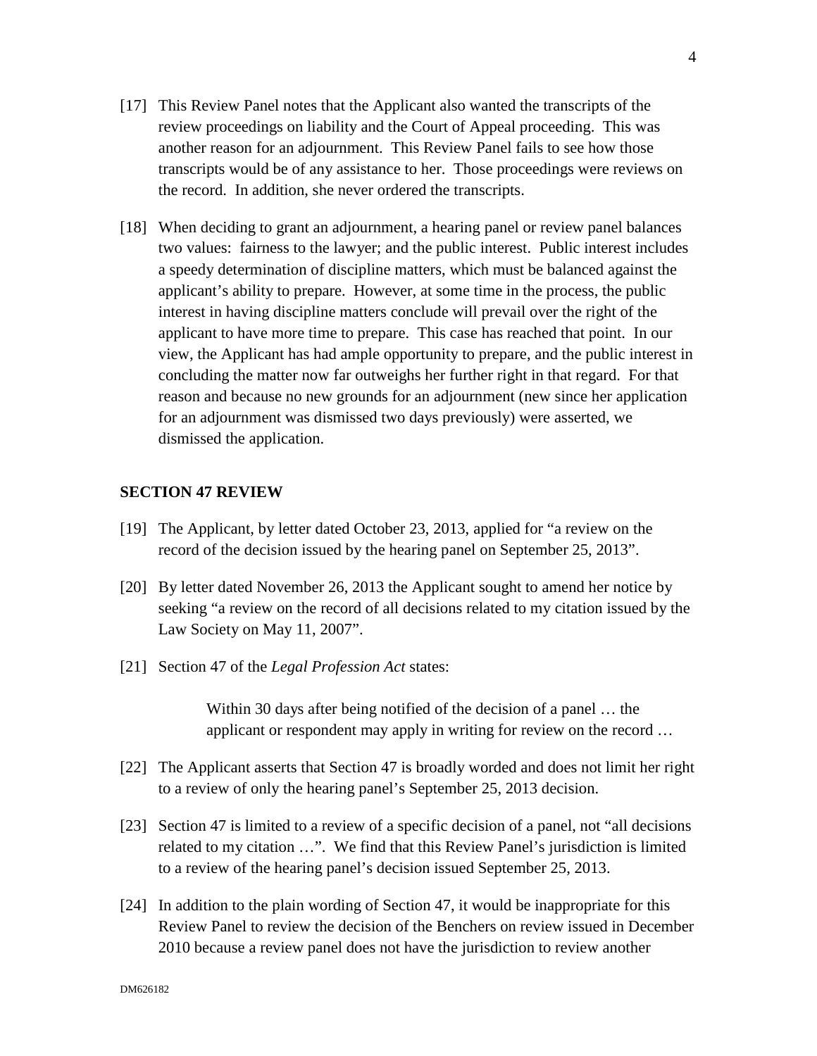[17] This Review Panel notes that the Applicant also wanted the transcripts of the review proceedings on liability and the Court of Appeal proceeding. This was another reason for an adjournment. This Review Panel fails to see how those transcripts would be of any assistance to her. Those proceedings were reviews on the record. In addition, she never ordered the transcripts.

[18] When deciding to grant an adjournment, a hearing panel or review panel balances two values: fairness to the lawyer; and the public interest. Public interest includes a speedy determination of discipline matters, which must be balanced against the applicant's ability to prepare. However, at some time in the process, the public interest in having discipline matters conclude will prevail over the right of the applicant to have more time to prepare. This case has reached that point. In our view, the Applicant has had ample opportunity to prepare, and the public interest in concluding the matter now far outweighs her further right in that regard. For that reason and because no new grounds for an adjournment (new since her application for an adjournment was dismissed two days previously) were asserted, we dismissed the application.

## SECTION 47 REVIEW

[19] The Applicant, by letter dated October 23, 2013, applied for "a review on the record of the decision issued by the hearing panel on September 25, 2013".

[20] By letter dated November 26, 2013 the Applicant sought to amend her notice by seeking "a review on the record of all decisions related to my citation issued by the Law Society on May 11, 2007".

[21] Section 47 of the *Legal Profession Act* states:

> Within 30 days after being notified of the decision of a panel … the applicant or respondent may apply in writing for review on the record …

[22] The Applicant asserts that Section 47 is broadly worded and does not limit her right to a review of only the hearing panel's September 25, 2013 decision.

[23] Section 47 is limited to a review of a specific decision of a panel, not "all decisions related to my citation …". We find that this Review Panel's jurisdiction is limited to a review of the hearing panel's decision issued September 25, 2013.

[24] In addition to the plain wording of Section 47, it would be inappropriate for this Review Panel to review the decision of the Benchers on review issued in December 2010 because a review panel does not have the jurisdiction to review another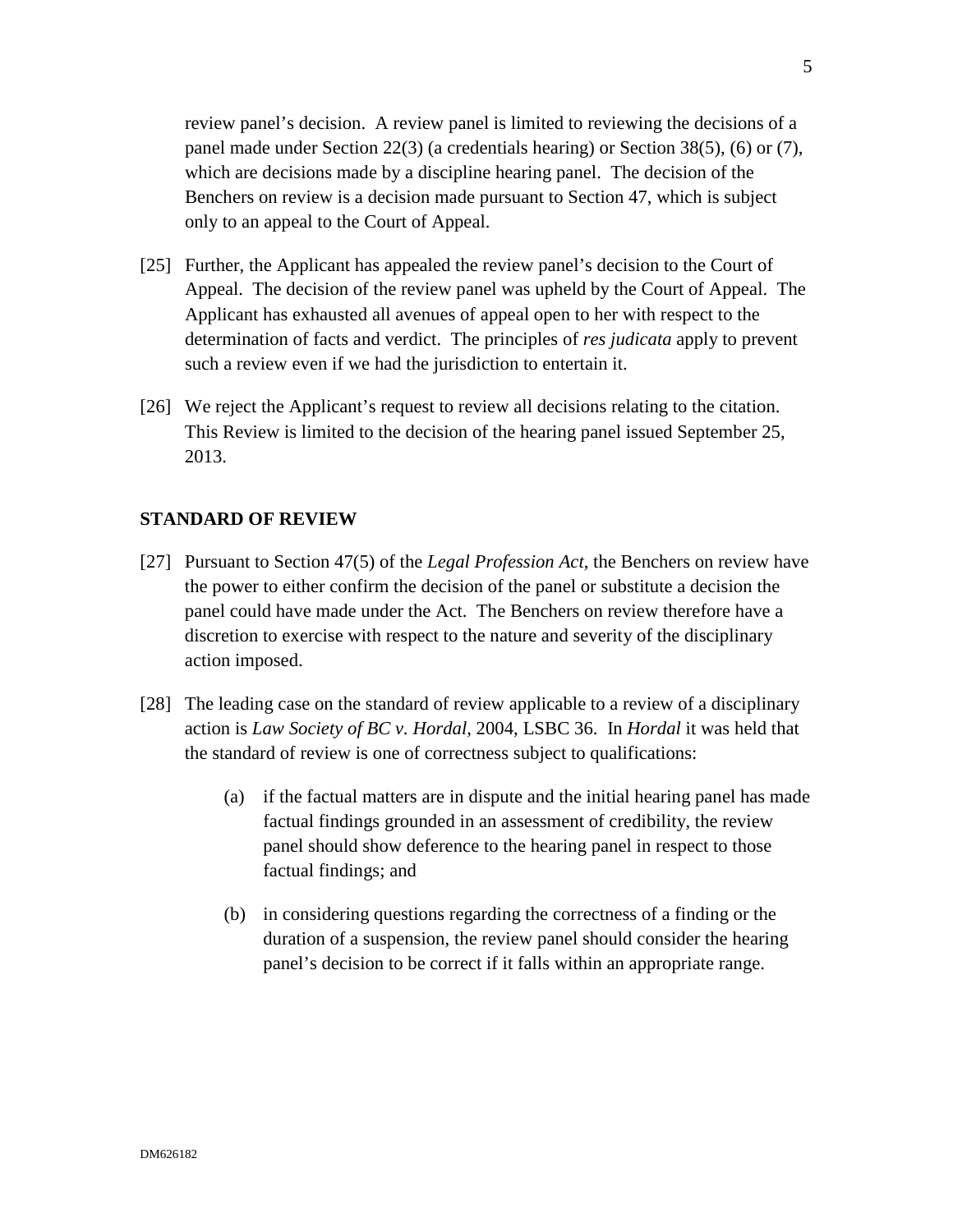review panel's decision. A review panel is limited to reviewing the decisions of a panel made under Section 22(3) (a credentials hearing) or Section 38(5), (6) or (7), which are decisions made by a discipline hearing panel. The decision of the Benchers on review is a decision made pursuant to Section 47, which is subject only to an appeal to the Court of Appeal.

[25] Further, the Applicant has appealed the review panel's decision to the Court of Appeal. The decision of the review panel was upheld by the Court of Appeal. The Applicant has exhausted all avenues of appeal open to her with respect to the determination of facts and verdict. The principles of *res judicata* apply to prevent such a review even if we had the jurisdiction to entertain it.

[26] We reject the Applicant's request to review all decisions relating to the citation. This Review is limited to the decision of the hearing panel issued September 25, 2013.

## STANDARD OF REVIEW

[27] Pursuant to Section 47(5) of the *Legal Profession Act*, the Benchers on review have the power to either confirm the decision of the panel or substitute a decision the panel could have made under the Act. The Benchers on review therefore have a discretion to exercise with respect to the nature and severity of the disciplinary action imposed.

[28] The leading case on the standard of review applicable to a review of a disciplinary action is *Law Society of BC v. Hordal*, 2004, LSBC 36. In *Hordal* it was held that the standard of review is one of correctness subject to qualifications:

(a) if the factual matters are in dispute and the initial hearing panel has made factual findings grounded in an assessment of credibility, the review panel should show deference to the hearing panel in respect to those factual findings; and

(b) in considering questions regarding the correctness of a finding or the duration of a suspension, the review panel should consider the hearing panel's decision to be correct if it falls within an appropriate range.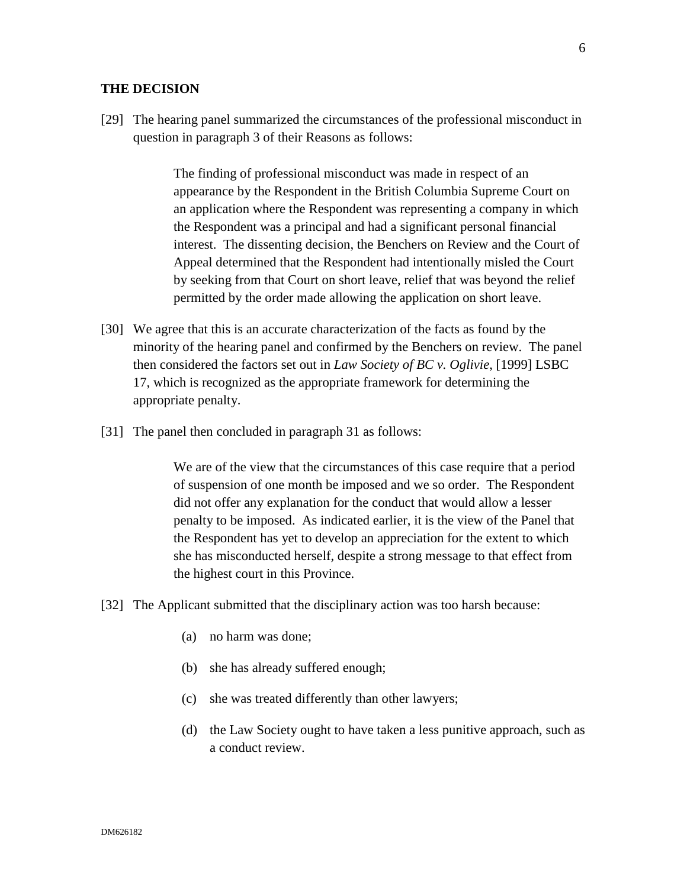## THE DECISION

[29] The hearing panel summarized the circumstances of the professional misconduct in question in paragraph 3 of their Reasons as follows:

> The finding of professional misconduct was made in respect of an appearance by the Respondent in the British Columbia Supreme Court on an application where the Respondent was representing a company in which the Respondent was a principal and had a significant personal financial interest. The dissenting decision, the Benchers on Review and the Court of Appeal determined that the Respondent had intentionally misled the Court by seeking from that Court on short leave, relief that was beyond the relief permitted by the order made allowing the application on short leave.

[30] We agree that this is an accurate characterization of the facts as found by the minority of the hearing panel and confirmed by the Benchers on review. The panel then considered the factors set out in *Law Society of BC v. Oglivie*, [1999] LSBC 17, which is recognized as the appropriate framework for determining the appropriate penalty.

[31] The panel then concluded in paragraph 31 as follows:

> We are of the view that the circumstances of this case require that a period of suspension of one month be imposed and we so order. The Respondent did not offer any explanation for the conduct that would allow a lesser penalty to be imposed. As indicated earlier, it is the view of the Panel that the Respondent has yet to develop an appreciation for the extent to which she has misconducted herself, despite a strong message to that effect from the highest court in this Province.

[32] The Applicant submitted that the disciplinary action was too harsh because:

(a) no harm was done;

(b) she has already suffered enough;

(c) she was treated differently than other lawyers;

(d) the Law Society ought to have taken a less punitive approach, such as a conduct review.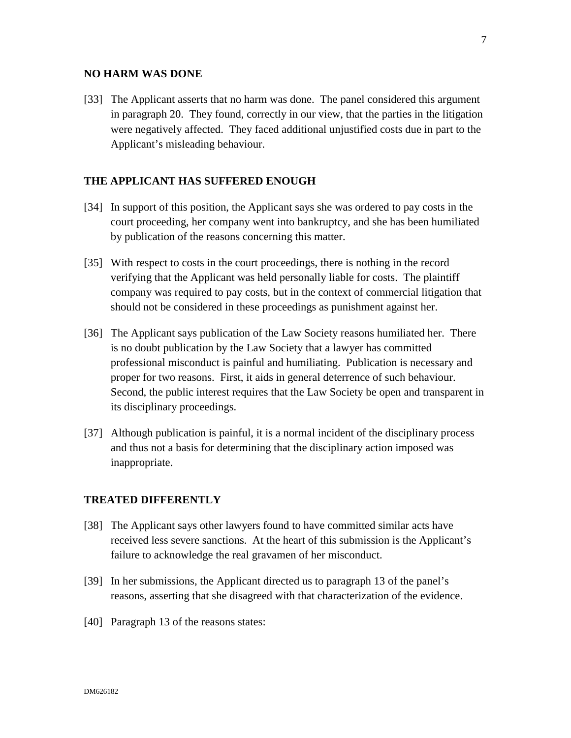## NO HARM WAS DONE

[33] The Applicant asserts that no harm was done. The panel considered this argument in paragraph 20. They found, correctly in our view, that the parties in the litigation were negatively affected. They faced additional unjustified costs due in part to the Applicant's misleading behaviour.

## THE APPLICANT HAS SUFFERED ENOUGH

[34] In support of this position, the Applicant says she was ordered to pay costs in the court proceeding, her company went into bankruptcy, and she has been humiliated by publication of the reasons concerning this matter.

[35] With respect to costs in the court proceedings, there is nothing in the record verifying that the Applicant was held personally liable for costs. The plaintiff company was required to pay costs, but in the context of commercial litigation that should not be considered in these proceedings as punishment against her.

[36] The Applicant says publication of the Law Society reasons humiliated her. There is no doubt publication by the Law Society that a lawyer has committed professional misconduct is painful and humiliating. Publication is necessary and proper for two reasons. First, it aids in general deterrence of such behaviour. Second, the public interest requires that the Law Society be open and transparent in its disciplinary proceedings.

[37] Although publication is painful, it is a normal incident of the disciplinary process and thus not a basis for determining that the disciplinary action imposed was inappropriate.

## TREATED DIFFERENTLY

[38] The Applicant says other lawyers found to have committed similar acts have received less severe sanctions. At the heart of this submission is the Applicant's failure to acknowledge the real gravamen of her misconduct.

[39] In her submissions, the Applicant directed us to paragraph 13 of the panel's reasons, asserting that she disagreed with that characterization of the evidence.

[40] Paragraph 13 of the reasons states: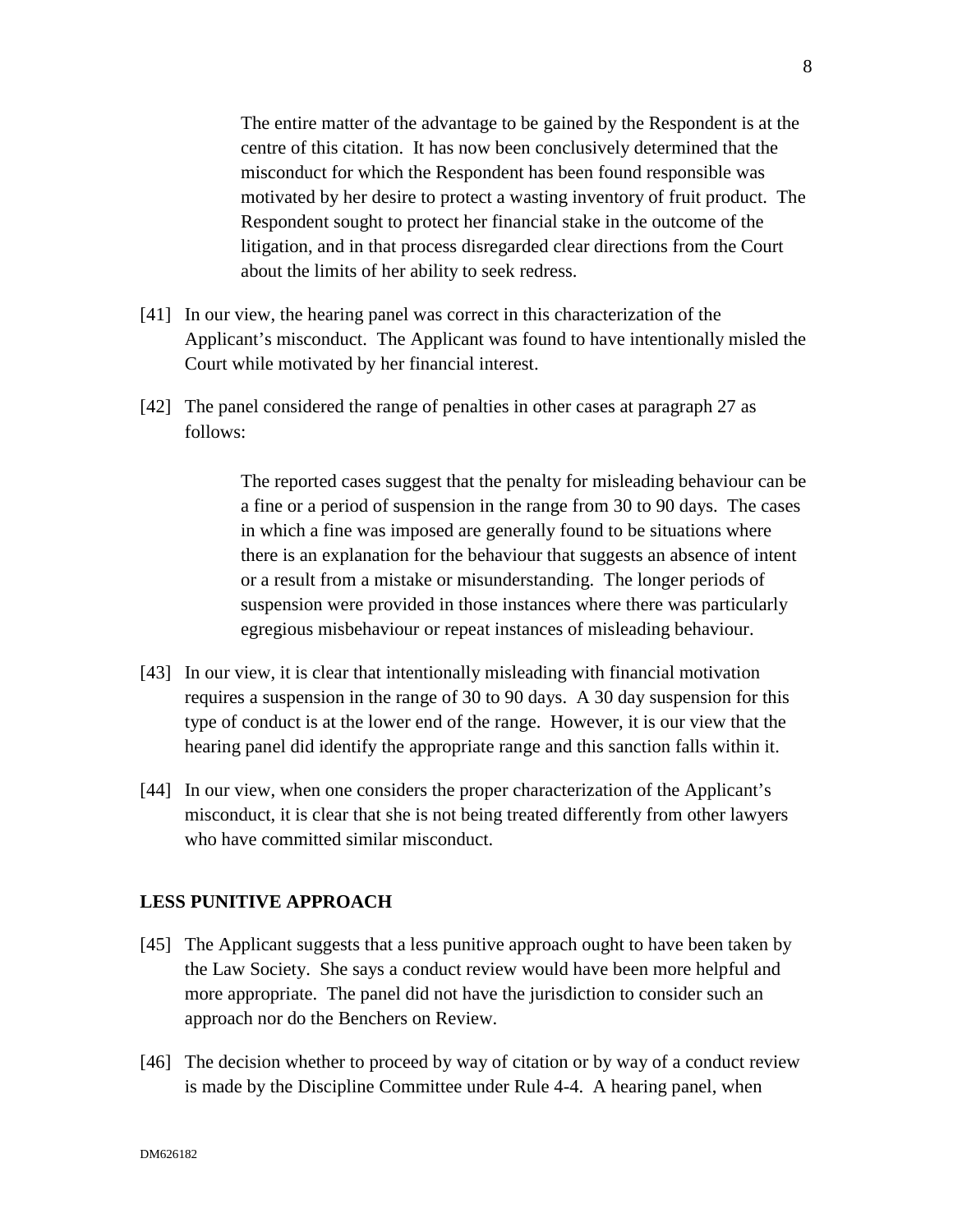> The entire matter of the advantage to be gained by the Respondent is at the centre of this citation. It has now been conclusively determined that the misconduct for which the Respondent has been found responsible was motivated by her desire to protect a wasting inventory of fruit product. The Respondent sought to protect her financial stake in the outcome of the litigation, and in that process disregarded clear directions from the Court about the limits of her ability to seek redress.

[41] In our view, the hearing panel was correct in this characterization of the Applicant's misconduct. The Applicant was found to have intentionally misled the Court while motivated by her financial interest.

[42] The panel considered the range of penalties in other cases at paragraph 27 as follows:

> The reported cases suggest that the penalty for misleading behaviour can be a fine or a period of suspension in the range from 30 to 90 days. The cases in which a fine was imposed are generally found to be situations where there is an explanation for the behaviour that suggests an absence of intent or a result from a mistake or misunderstanding. The longer periods of suspension were provided in those instances where there was particularly egregious misbehaviour or repeat instances of misleading behaviour.

[43] In our view, it is clear that intentionally misleading with financial motivation requires a suspension in the range of 30 to 90 days. A 30 day suspension for this type of conduct is at the lower end of the range. However, it is our view that the hearing panel did identify the appropriate range and this sanction falls within it.

[44] In our view, when one considers the proper characterization of the Applicant's misconduct, it is clear that she is not being treated differently from other lawyers who have committed similar misconduct.

## LESS PUNITIVE APPROACH

[45] The Applicant suggests that a less punitive approach ought to have been taken by the Law Society. She says a conduct review would have been more helpful and more appropriate. The panel did not have the jurisdiction to consider such an approach nor do the Benchers on Review.

[46] The decision whether to proceed by way of citation or by way of a conduct review is made by the Discipline Committee under Rule 4-4. A hearing panel, when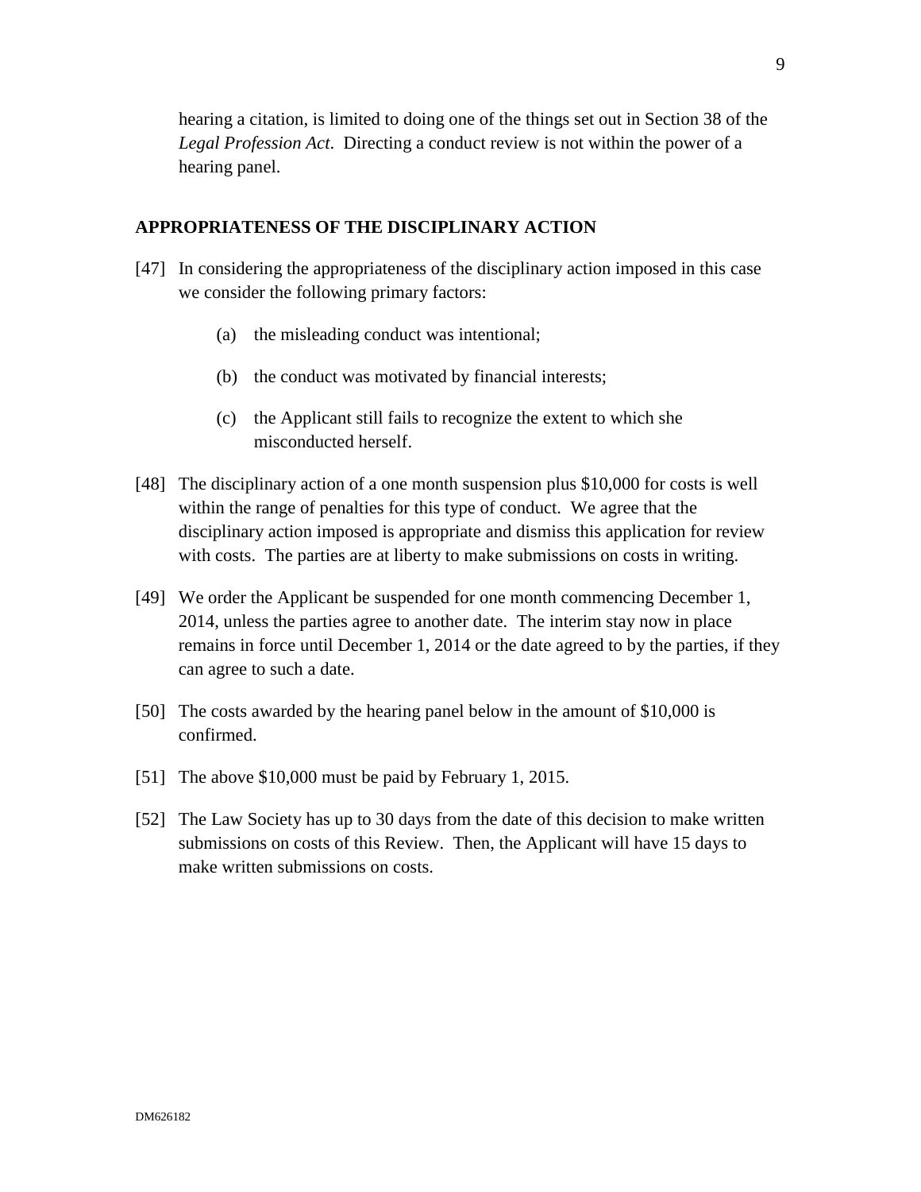hearing a citation, is limited to doing one of the things set out in Section 38 of the *Legal Profession Act*. Directing a conduct review is not within the power of a hearing panel.

## APPROPRIATENESS OF THE DISCIPLINARY ACTION

[47] In considering the appropriateness of the disciplinary action imposed in this case we consider the following primary factors:

(a) the misleading conduct was intentional;

(b) the conduct was motivated by financial interests;

(c) the Applicant still fails to recognize the extent to which she misconducted herself.

[48] The disciplinary action of a one month suspension plus $10,000 for costs is well within the range of penalties for this type of conduct. We agree that the disciplinary action imposed is appropriate and dismiss this application for review with costs. The parties are at liberty to make submissions on costs in writing.

[49] We order the Applicant be suspended for one month commencing December 1, 2014, unless the parties agree to another date. The interim stay now in place remains in force until December 1, 2014 or the date agreed to by the parties, if they can agree to such a date.

[50] The costs awarded by the hearing panel below in the amount of $10,000 is confirmed.

[51] The above $10,000 must be paid by February 1, 2015.

[52] The Law Society has up to 30 days from the date of this decision to make written submissions on costs of this Review. Then, the Applicant will have 15 days to make written submissions on costs.